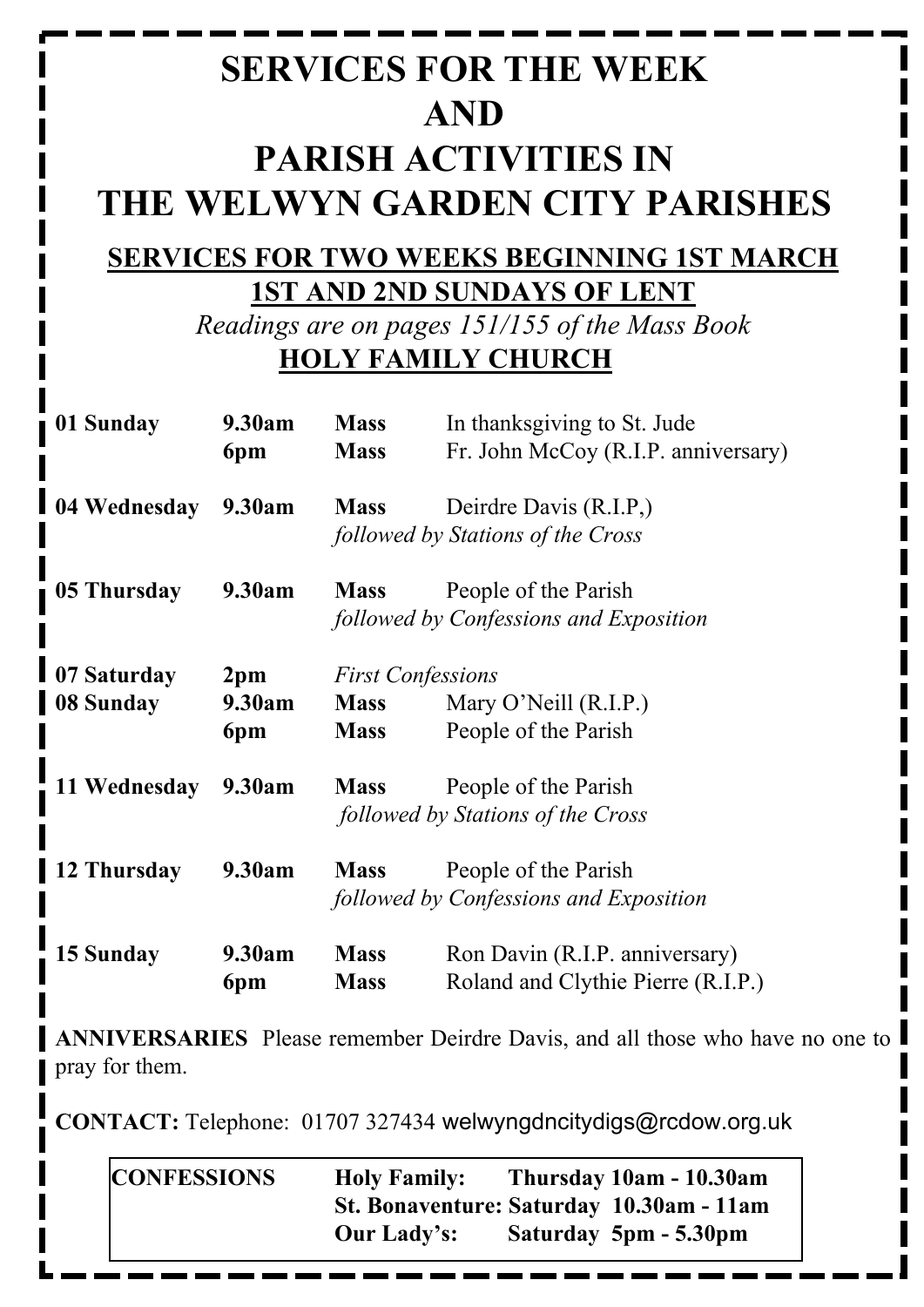# SERVICES FOR THE WEEK AND PARISH ACTIVITIES IN THE WELWYN GARDEN CITY PARISHES

## SERVICES FOR TWO WEEKS BEGINNING 1ST MARCH
## 1ST AND 2ND SUNDAYS OF LENT

*Readings are on pages 151/155 of the Mass Book*

## HOLY FAMILY CHURCH

| | | | |
|---|---|---|---|
| **01 Sunday** | **9.30am** | **Mass** | In thanksgiving to St. Jude |
| | **6pm** | **Mass** | Fr. John McCoy (R.I.P. anniversary) |
| **04 Wednesday** | **9.30am** | **Mass** | Deirdre Davis (R.I.P,) |
| | | *followed by Stations of the Cross* | |
| **05 Thursday** | **9.30am** | **Mass** | People of the Parish |
| | | *followed by Confessions and Exposition* | |
| **07 Saturday** | **2pm** | *First Confessions* | |
| **08 Sunday** | **9.30am** | **Mass** | Mary O'Neill (R.I.P.) |
| | **6pm** | **Mass** | People of the Parish |
| **11 Wednesday** | **9.30am** | **Mass** | People of the Parish |
| | | *followed by Stations of the Cross* | |
| **12 Thursday** | **9.30am** | **Mass** | People of the Parish |
| | | *followed by Confessions and Exposition* | |
| **15 Sunday** | **9.30am** | **Mass** | Ron Davin (R.I.P. anniversary) |
| | **6pm** | **Mass** | Roland and Clythie Pierre (R.I.P.) |

**ANNIVERSARIES** Please remember Deirdre Davis, and all those who have no one to pray for them.

**CONTACT:** Telephone: 01707 327434 welwyngdncitydigs@rcdow.org.uk

| | | |
|---|---|---|
| **CONFESSIONS** | **Holy Family:** | **Thursday 10am - 10.30am** |
| | **St. Bonaventure:** | **Saturday 10.30am - 11am** |
| | **Our Lady's:** | **Saturday 5pm - 5.30pm** |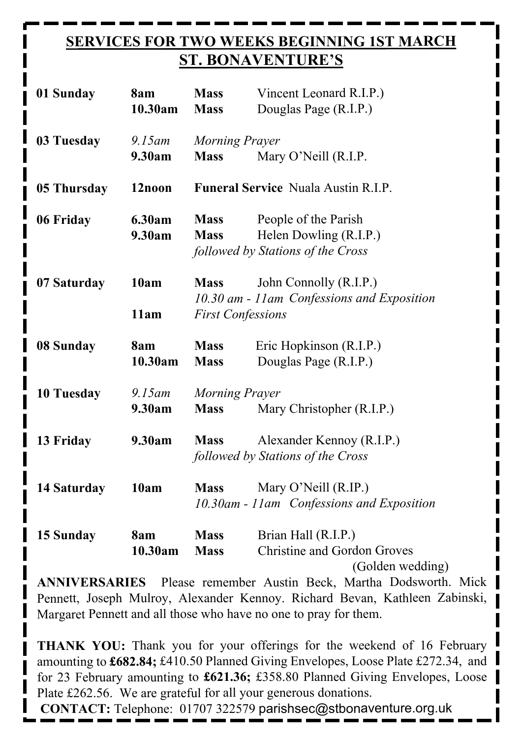## SERVICES FOR TWO WEEKS BEGINNING 1ST MARCH
## ST. BONAVENTURE'S

| | | | |
|---|---|---|---|
| **01 Sunday** | **8am** | **Mass** | Vincent Leonard R.I.P.) |
| | **10.30am** | **Mass** | Douglas Page (R.I.P.) |
| **03 Tuesday** | *9.15am* | *Morning Prayer* | |
| | **9.30am** | **Mass** | Mary O'Neill (R.I.P. |
| **05 Thursday** | **12noon** | **Funeral Service** | Nuala Austin R.I.P. |
| **06 Friday** | **6.30am** | **Mass** | People of the Parish |
| | **9.30am** | **Mass** | Helen Dowling (R.I.P.) |
| | | *followed by Stations of the Cross* | |
| **07 Saturday** | **10am** | **Mass** | John Connolly (R.I.P.) |
| | | *10.30 am - 11am Confessions and Exposition* | |
| | **11am** | *First Confessions* | |
| **08 Sunday** | **8am** | **Mass** | Eric Hopkinson (R.I.P.) |
| | **10.30am** | **Mass** | Douglas Page (R.I.P.) |
| **10 Tuesday** | *9.15am* | *Morning Prayer* | |
| | **9.30am** | **Mass** | Mary Christopher (R.I.P.) |
| **13 Friday** | **9.30am** | **Mass** | Alexander Kennoy (R.I.P.) |
| | | *followed by Stations of the Cross* | |
| **14 Saturday** | **10am** | **Mass** | Mary O'Neill (R.IP.) |
| | | *10.30am - 11am Confessions and Exposition* | |
| **15 Sunday** | **8am** | **Mass** | Brian Hall (R.I.P.) |
| | **10.30am** | **Mass** | Christine and Gordon Groves (Golden wedding) |

**ANNIVERSARIES** Please remember Austin Beck, Martha Dodsworth. Mick Pennett, Joseph Mulroy, Alexander Kennoy. Richard Bevan, Kathleen Zabinski, Margaret Pennett and all those who have no one to pray for them.

**THANK YOU:** Thank you for your offerings for the weekend of 16 February amounting to **£682.84;** £410.50 Planned Giving Envelopes, Loose Plate £272.34, and for 23 February amounting to **£621.36;** £358.80 Planned Giving Envelopes, Loose Plate £262.56. We are grateful for all your generous donations.

**CONTACT:** Telephone: 01707 322579 parishsec@stbonaventure.org.uk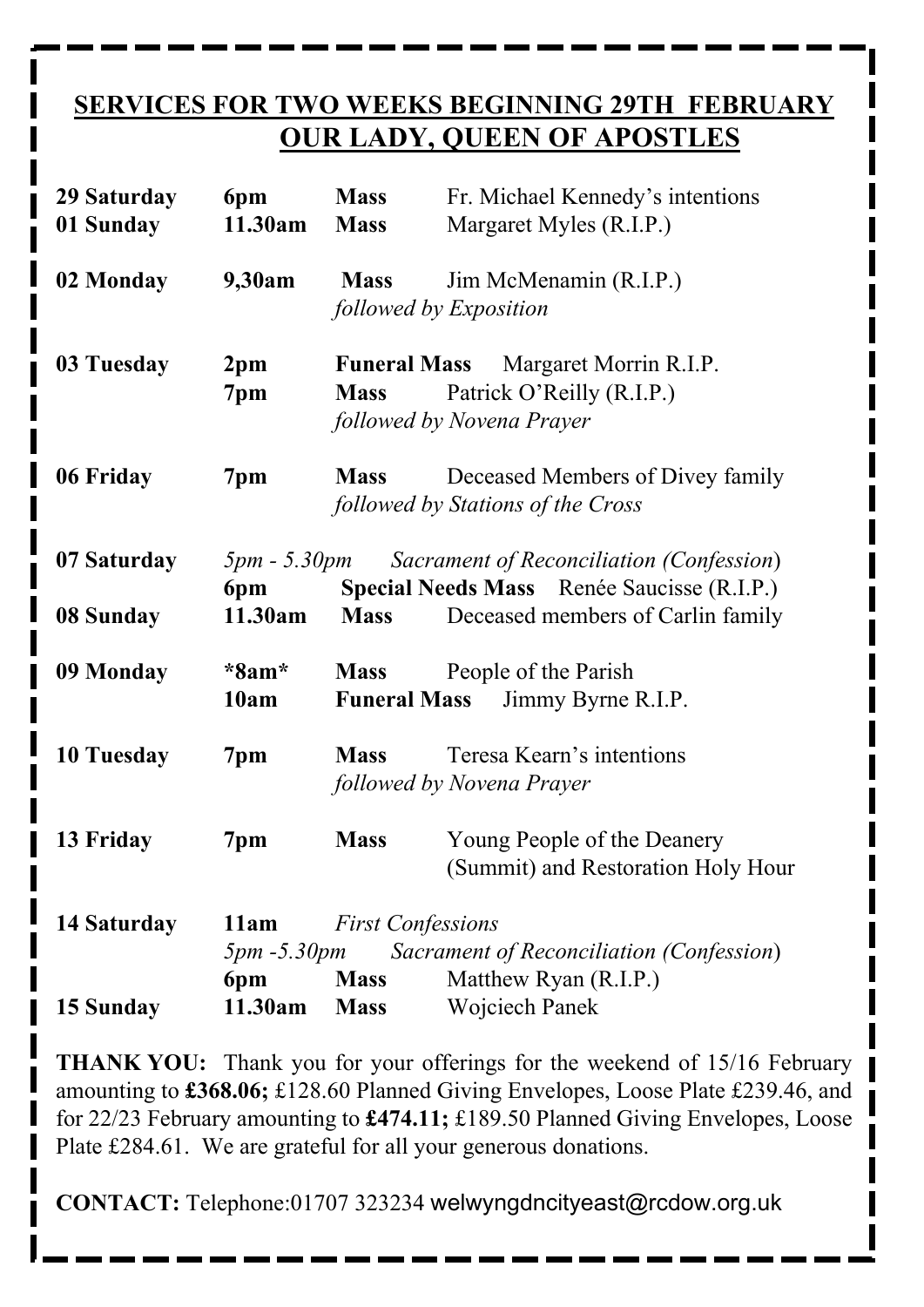## SERVICES FOR TWO WEEKS BEGINNING 29TH FEBRUARY

## OUR LADY, QUEEN OF APOSTLES

| | | | |
|---|---|---|---|
| **29 Saturday** | **6pm** | **Mass** | Fr. Michael Kennedy's intentions |
| **01 Sunday** | **11.30am** | **Mass** | Margaret Myles (R.I.P.) |
| **02 Monday** | **9,30am** | **Mass** | Jim McMenamin (R.I.P.) |
| | | *followed by Exposition* | |
| **03 Tuesday** | **2pm** | **Funeral Mass** | Margaret Morrin R.I.P. |
| | **7pm** | **Mass** | Patrick O'Reilly (R.I.P.) |
| | | *followed by Novena Prayer* | |
| **06 Friday** | **7pm** | **Mass** | Deceased Members of Divey family |
| | | *followed by Stations of the Cross* | |
| **07 Saturday** | *5pm - 5.30pm* | *Sacrament of Reconciliation (Confession)* | |
| | **6pm** | **Special Needs Mass** | Renée Saucisse (R.I.P.) |
| **08 Sunday** | **11.30am** | **Mass** | Deceased members of Carlin family |
| **09 Monday** | **\*8am\*** | **Mass** | People of the Parish |
| | **10am** | **Funeral Mass** | Jimmy Byrne R.I.P. |
| **10 Tuesday** | **7pm** | **Mass** | Teresa Kearn's intentions |
| | | *followed by Novena Prayer* | |
| **13 Friday** | **7pm** | **Mass** | Young People of the Deanery (Summit) and Restoration Holy Hour |
| **14 Saturday** | **11am** | *First Confessions* | |
| | *5pm -5.30pm* | *Sacrament of Reconciliation (Confession)* | |
| | **6pm** | **Mass** | Matthew Ryan (R.I.P.) |
| **15 Sunday** | **11.30am** | **Mass** | Wojciech Panek |

**THANK YOU:** Thank you for your offerings for the weekend of 15/16 February amounting to **£368.06;** £128.60 Planned Giving Envelopes, Loose Plate £239.46, and for 22/23 February amounting to **£474.11;** £189.50 Planned Giving Envelopes, Loose Plate £284.61. We are grateful for all your generous donations.

**CONTACT:** Telephone:01707 323234 welwyngdncityeast@rcdow.org.uk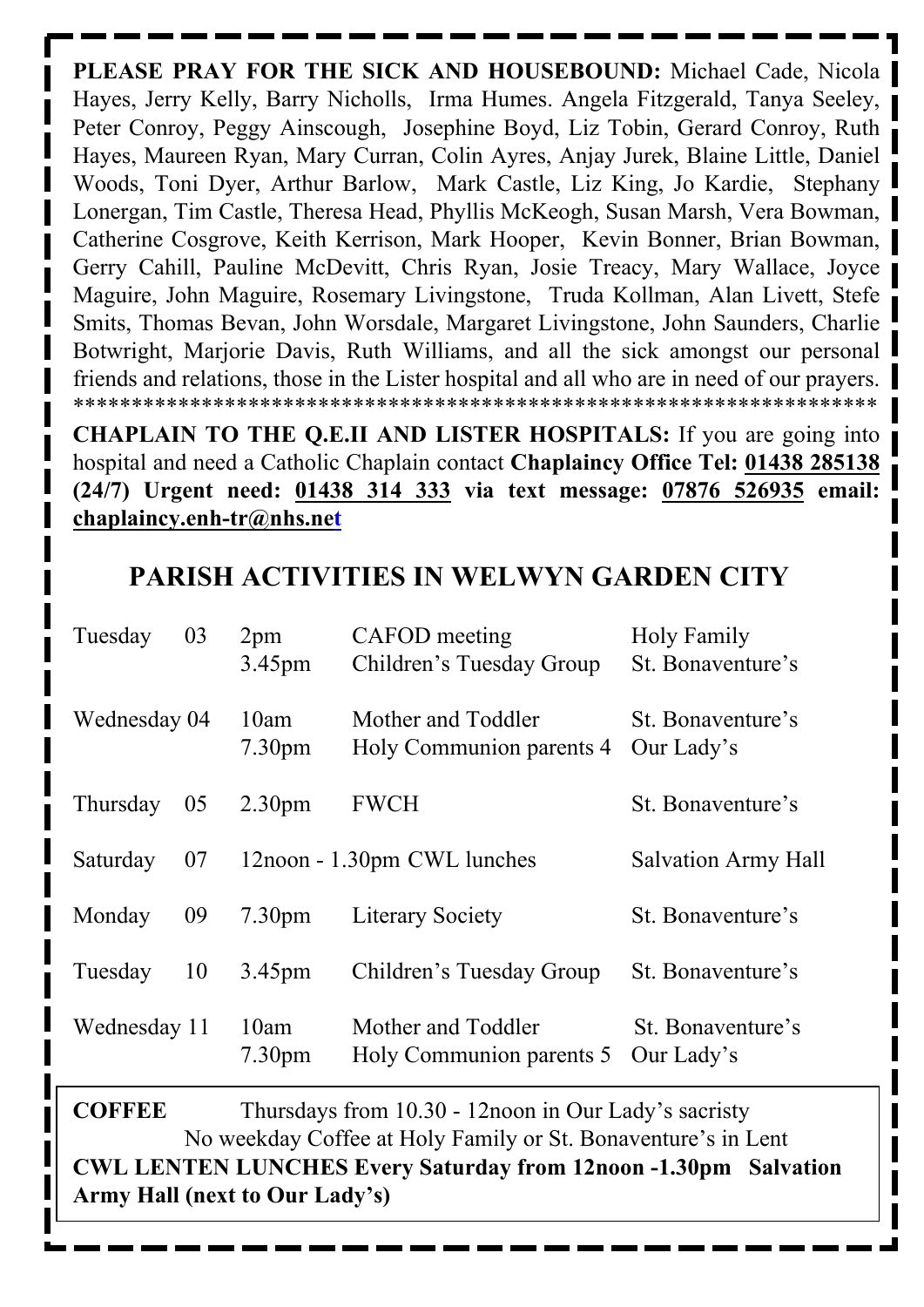**PLEASE PRAY FOR THE SICK AND HOUSEBOUND:** Michael Cade, Nicola Hayes, Jerry Kelly, Barry Nicholls, Irma Humes. Angela Fitzgerald, Tanya Seeley, Peter Conroy, Peggy Ainscough, Josephine Boyd, Liz Tobin, Gerard Conroy, Ruth Hayes, Maureen Ryan, Mary Curran, Colin Ayres, Anjay Jurek, Blaine Little, Daniel Woods, Toni Dyer, Arthur Barlow, Mark Castle, Liz King, Jo Kardie, Stephany Lonergan, Tim Castle, Theresa Head, Phyllis McKeogh, Susan Marsh, Vera Bowman, Catherine Cosgrove, Keith Kerrison, Mark Hooper, Kevin Bonner, Brian Bowman, Gerry Cahill, Pauline McDevitt, Chris Ryan, Josie Treacy, Mary Wallace, Joyce Maguire, John Maguire, Rosemary Livingstone, Truda Kollman, Alan Livett, Stefe Smits, Thomas Bevan, John Worsdale, Margaret Livingstone, John Saunders, Charlie Botwright, Marjorie Davis, Ruth Williams, and all the sick amongst our personal friends and relations, those in the Lister hospital and all who are in need of our prayers.

*******************************************************************

**CHAPLAIN TO THE Q.E.II AND LISTER HOSPITALS:** If you are going into hospital and need a Catholic Chaplain contact **Chaplaincy Office Tel: 01438 285138 (24/7) Urgent need: 01438 314 333 via text message: 07876 526935 email: chaplaincy.enh-tr@nhs.net**

## PARISH ACTIVITIES IN WELWYN GARDEN CITY

| | | | | |
|---|---|---|---|---|
| Tuesday | 03 | 2pm | CAFOD meeting | Holy Family |
| | | 3.45pm | Children's Tuesday Group | St. Bonaventure's |
| Wednesday | 04 | 10am | Mother and Toddler | St. Bonaventure's |
| | | 7.30pm | Holy Communion parents 4 | Our Lady's |
| Thursday | 05 | 2.30pm | FWCH | St. Bonaventure's |
| Saturday | 07 | 12noon - 1.30pm | CWL lunches | Salvation Army Hall |
| Monday | 09 | 7.30pm | Literary Society | St. Bonaventure's |
| Tuesday | 10 | 3.45pm | Children's Tuesday Group | St. Bonaventure's |
| Wednesday | 11 | 10am | Mother and Toddler | St. Bonaventure's |
| | | 7.30pm | Holy Communion parents 5 | Our Lady's |

**COFFEE** Thursdays from 10.30 - 12noon in Our Lady's sacristy
No weekday Coffee at Holy Family or St. Bonaventure's in Lent

**CWL LENTEN LUNCHES Every Saturday from 12noon -1.30pm Salvation Army Hall (next to Our Lady's)**